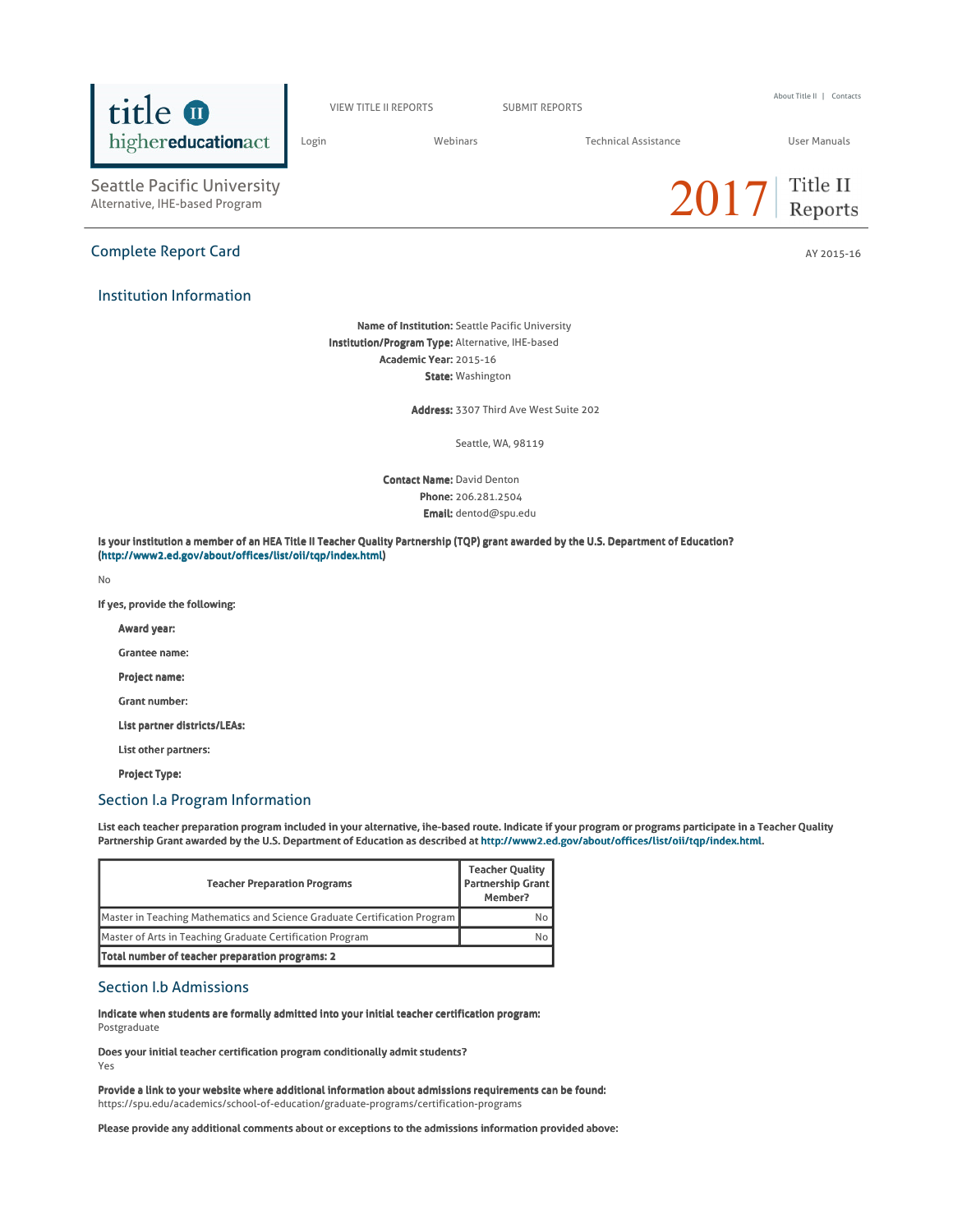title II
highereducationact

VIEW TITLE II REPORTS | SUBMIT REPORTS | About Title II | Contacts

Login | Webinars | Technical Assistance | User Manuals

Seattle Pacific University
Alternative, IHE-based Program

2017 Title II Reports

## Complete Report Card

AY 2015-16

### Institution Information

**Name of Institution:** Seattle Pacific University
**Institution/Program Type:** Alternative, IHE-based
**Academic Year:** 2015-16
**State:** Washington

**Address:** 3307 Third Ave West Suite 202

Seattle, WA, 98119

**Contact Name:** David Denton
**Phone:** 206.281.2504
**Email:** dentod@spu.edu

**Is your institution a member of an HEA Title II Teacher Quality Partnership (TQP) grant awarded by the U.S. Department of Education? (http://www2.ed.gov/about/offices/list/oii/tqp/index.html)**

No

**If yes, provide the following:**

**Award year:**

**Grantee name:**

**Project name:**

**Grant number:**

**List partner districts/LEAs:**

**List other partners:**

**Project Type:**

### Section I.a Program Information

**List each teacher preparation program included in your alternative, ihe-based route. Indicate if your program or programs participate in a Teacher Quality Partnership Grant awarded by the U.S. Department of Education as described at http://www2.ed.gov/about/offices/list/oii/tqp/index.html.**

| Teacher Preparation Programs | Teacher Quality Partnership Grant Member? |
| --- | --- |
| Master in Teaching Mathematics and Science Graduate Certification Program | No |
| Master of Arts in Teaching Graduate Certification Program | No |
| **Total number of teacher preparation programs: 2** | |

### Section I.b Admissions

**Indicate when students are formally admitted into your initial teacher certification program:**
Postgraduate

**Does your initial teacher certification program conditionally admit students?**
Yes

**Provide a link to your website where additional information about admissions requirements can be found:**
https://spu.edu/academics/school-of-education/graduate-programs/certification-programs

**Please provide any additional comments about or exceptions to the admissions information provided above:**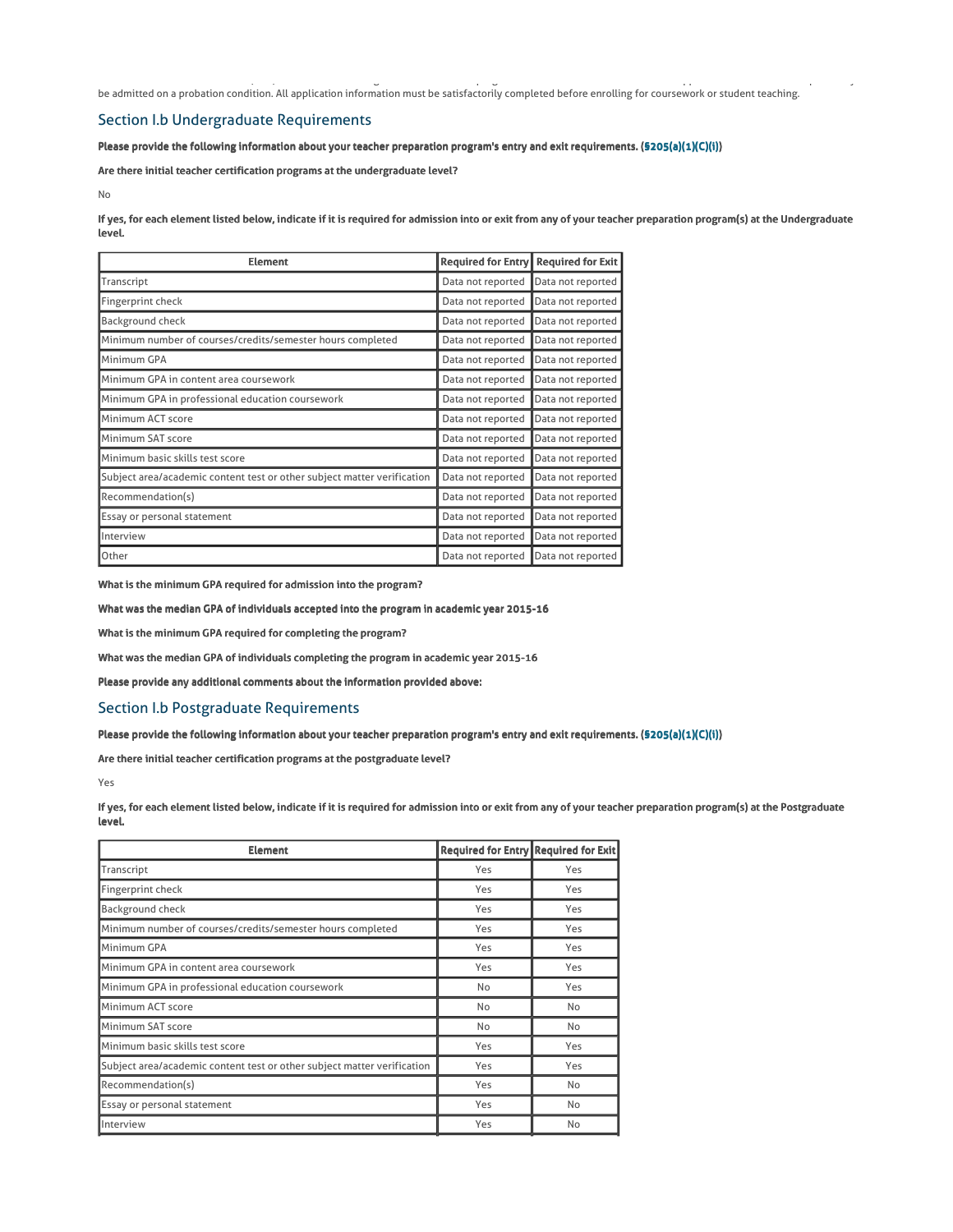be admitted on a probation condition. All application information must be satisfactorily completed before enrolling for coursework or student teaching.

## Section I.b Undergraduate Requirements

**Please provide the following information about your teacher preparation program's entry and exit requirements. (§205(a)(1)(C)(i))**

**Are there initial teacher certification programs at the undergraduate level?**

No

**If yes, for each element listed below, indicate if it is required for admission into or exit from any of your teacher preparation program(s) at the Undergraduate level.**

| Element | Required for Entry | Required for Exit |
|---|---|---|
| Transcript | Data not reported | Data not reported |
| Fingerprint check | Data not reported | Data not reported |
| Background check | Data not reported | Data not reported |
| Minimum number of courses/credits/semester hours completed | Data not reported | Data not reported |
| Minimum GPA | Data not reported | Data not reported |
| Minimum GPA in content area coursework | Data not reported | Data not reported |
| Minimum GPA in professional education coursework | Data not reported | Data not reported |
| Minimum ACT score | Data not reported | Data not reported |
| Minimum SAT score | Data not reported | Data not reported |
| Minimum basic skills test score | Data not reported | Data not reported |
| Subject area/academic content test or other subject matter verification | Data not reported | Data not reported |
| Recommendation(s) | Data not reported | Data not reported |
| Essay or personal statement | Data not reported | Data not reported |
| Interview | Data not reported | Data not reported |
| Other | Data not reported | Data not reported |

**What is the minimum GPA required for admission into the program?**

**What was the median GPA of individuals accepted into the program in academic year 2015-16**

**What is the minimum GPA required for completing the program?**

**What was the median GPA of individuals completing the program in academic year 2015-16**

**Please provide any additional comments about the information provided above:**

## Section I.b Postgraduate Requirements

**Please provide the following information about your teacher preparation program's entry and exit requirements. (§205(a)(1)(C)(i))**

**Are there initial teacher certification programs at the postgraduate level?**

Yes

**If yes, for each element listed below, indicate if it is required for admission into or exit from any of your teacher preparation program(s) at the Postgraduate level.**

| Element | Required for Entry | Required for Exit |
|---|---|---|
| Transcript | Yes | Yes |
| Fingerprint check | Yes | Yes |
| Background check | Yes | Yes |
| Minimum number of courses/credits/semester hours completed | Yes | Yes |
| Minimum GPA | Yes | Yes |
| Minimum GPA in content area coursework | Yes | Yes |
| Minimum GPA in professional education coursework | No | Yes |
| Minimum ACT score | No | No |
| Minimum SAT score | No | No |
| Minimum basic skills test score | Yes | Yes |
| Subject area/academic content test or other subject matter verification | Yes | Yes |
| Recommendation(s) | Yes | No |
| Essay or personal statement | Yes | No |
| Interview | Yes | No |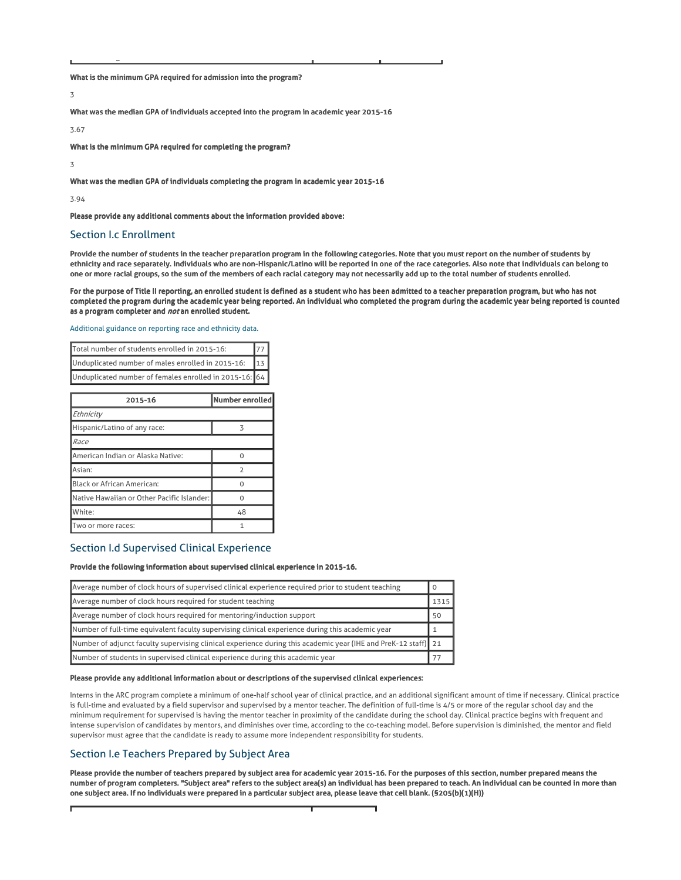**What is the minimum GPA required for admission into the program?**

3

**What was the median GPA of individuals accepted into the program in academic year 2015-16**

3.67

**What is the minimum GPA required for completing the program?**

3

**What was the median GPA of individuals completing the program in academic year 2015-16**

3.94

**Please provide any additional comments about the information provided above:**

## Section I.c Enrollment

**Provide the number of students in the teacher preparation program in the following categories. Note that you must report on the number of students by ethnicity and race separately. Individuals who are non-Hispanic/Latino will be reported in one of the race categories. Also note that individuals can belong to one or more racial groups, so the sum of the members of each racial category may not necessarily add up to the total number of students enrolled.**

**For the purpose of Title II reporting, an enrolled student is defined as a student who has been admitted to a teacher preparation program, but who has not completed the program during the academic year being reported. An individual who completed the program during the academic year being reported is counted as a program completer and *not* an enrolled student.**

Additional guidance on reporting race and ethnicity data.

| | |
|---|---|
| Total number of students enrolled in 2015-16: | 77 |
| Unduplicated number of males enrolled in 2015-16: | 13 |
| Unduplicated number of females enrolled in 2015-16: | 64 |

| 2015-16 | Number enrolled |
|---|---|
| *Ethnicity* | |
| Hispanic/Latino of any race: | 3 |
| *Race* | |
| American Indian or Alaska Native: | 0 |
| Asian: | 2 |
| Black or African American: | 0 |
| Native Hawaiian or Other Pacific Islander: | 0 |
| White: | 48 |
| Two or more races: | 1 |

## Section I.d Supervised Clinical Experience

**Provide the following information about supervised clinical experience in 2015-16.**

| | |
|---|---|
| Average number of clock hours of supervised clinical experience required prior to student teaching | 0 |
| Average number of clock hours required for student teaching | 1315 |
| Average number of clock hours required for mentoring/induction support | 50 |
| Number of full-time equivalent faculty supervising clinical experience during this academic year | 1 |
| Number of adjunct faculty supervising clinical experience during this academic year (IHE and PreK-12 staff) | 21 |
| Number of students in supervised clinical experience during this academic year | 77 |

**Please provide any additional information about or descriptions of the supervised clinical experiences:**

Interns in the ARC program complete a minimum of one-half school year of clinical practice, and an additional significant amount of time if necessary. Clinical practice is full-time and evaluated by a field supervisor and supervised by a mentor teacher. The definition of full-time is 4/5 or more of the regular school day and the minimum requirement for supervised is having the mentor teacher in proximity of the candidate during the school day. Clinical practice begins with frequent and intense supervision of candidates by mentors, and diminishes over time, according to the co-teaching model. Before supervision is diminished, the mentor and field supervisor must agree that the candidate is ready to assume more independent responsibility for students.

## Section I.e Teachers Prepared by Subject Area

**Please provide the number of teachers prepared by subject area for academic year 2015-16. For the purposes of this section, number prepared means the number of program completers. "Subject area" refers to the subject area(s) an individual has been prepared to teach. An individual can be counted in more than one subject area. If no individuals were prepared in a particular subject area, please leave that cell blank. (§205(b)(1)(H))**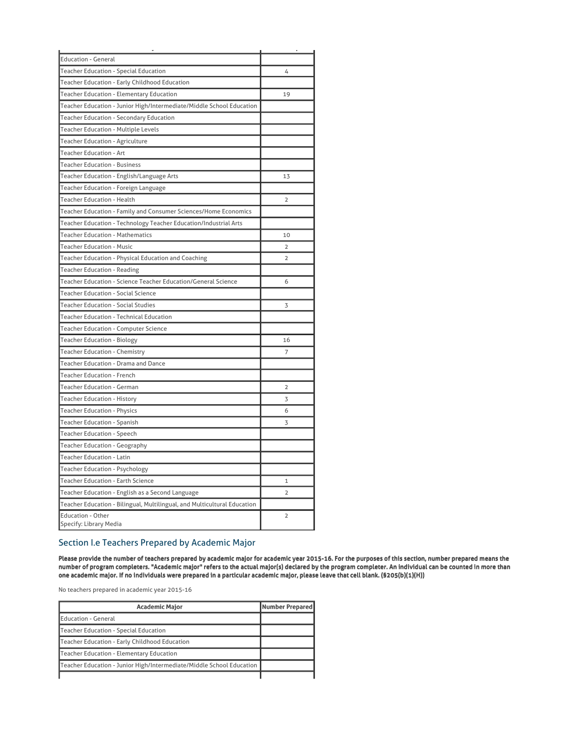| Academic Major | Number Prepared |
|---|---|
| Education - General | |
| Teacher Education - Special Education | 4 |
| Teacher Education - Early Childhood Education | |
| Teacher Education - Elementary Education | 19 |
| Teacher Education - Junior High/Intermediate/Middle School Education | |
| Teacher Education - Secondary Education | |
| Teacher Education - Multiple Levels | |
| Teacher Education - Agriculture | |
| Teacher Education - Art | |
| Teacher Education - Business | |
| Teacher Education - English/Language Arts | 13 |
| Teacher Education - Foreign Language | |
| Teacher Education - Health | 2 |
| Teacher Education - Family and Consumer Sciences/Home Economics | |
| Teacher Education - Technology Teacher Education/Industrial Arts | |
| Teacher Education - Mathematics | 10 |
| Teacher Education - Music | 2 |
| Teacher Education - Physical Education and Coaching | 2 |
| Teacher Education - Reading | |
| Teacher Education - Science Teacher Education/General Science | 6 |
| Teacher Education - Social Science | |
| Teacher Education - Social Studies | 3 |
| Teacher Education - Technical Education | |
| Teacher Education - Computer Science | |
| Teacher Education - Biology | 16 |
| Teacher Education - Chemistry | 7 |
| Teacher Education - Drama and Dance | |
| Teacher Education - French | |
| Teacher Education - German | 2 |
| Teacher Education - History | 3 |
| Teacher Education - Physics | 6 |
| Teacher Education - Spanish | 3 |
| Teacher Education - Speech | |
| Teacher Education - Geography | |
| Teacher Education - Latin | |
| Teacher Education - Psychology | |
| Teacher Education - Earth Science | 1 |
| Teacher Education - English as a Second Language | 2 |
| Teacher Education - Bilingual, Multilingual, and Multicultural Education | |
| Education - Other<br>Specify: Library Media | 2 |

## Section I.e Teachers Prepared by Academic Major

**Please provide the number of teachers prepared by academic major for academic year 2015-16. For the purposes of this section, number prepared means the number of program completers. "Academic major" refers to the actual major(s) declared by the program completer. An individual can be counted in more than one academic major. If no individuals were prepared in a particular academic major, please leave that cell blank. (§205(b)(1)(H))**

No teachers prepared in academic year 2015-16

| Academic Major | Number Prepared |
|---|---|
| Education - General | |
| Teacher Education - Special Education | |
| Teacher Education - Early Childhood Education | |
| Teacher Education - Elementary Education | |
| Teacher Education - Junior High/Intermediate/Middle School Education | |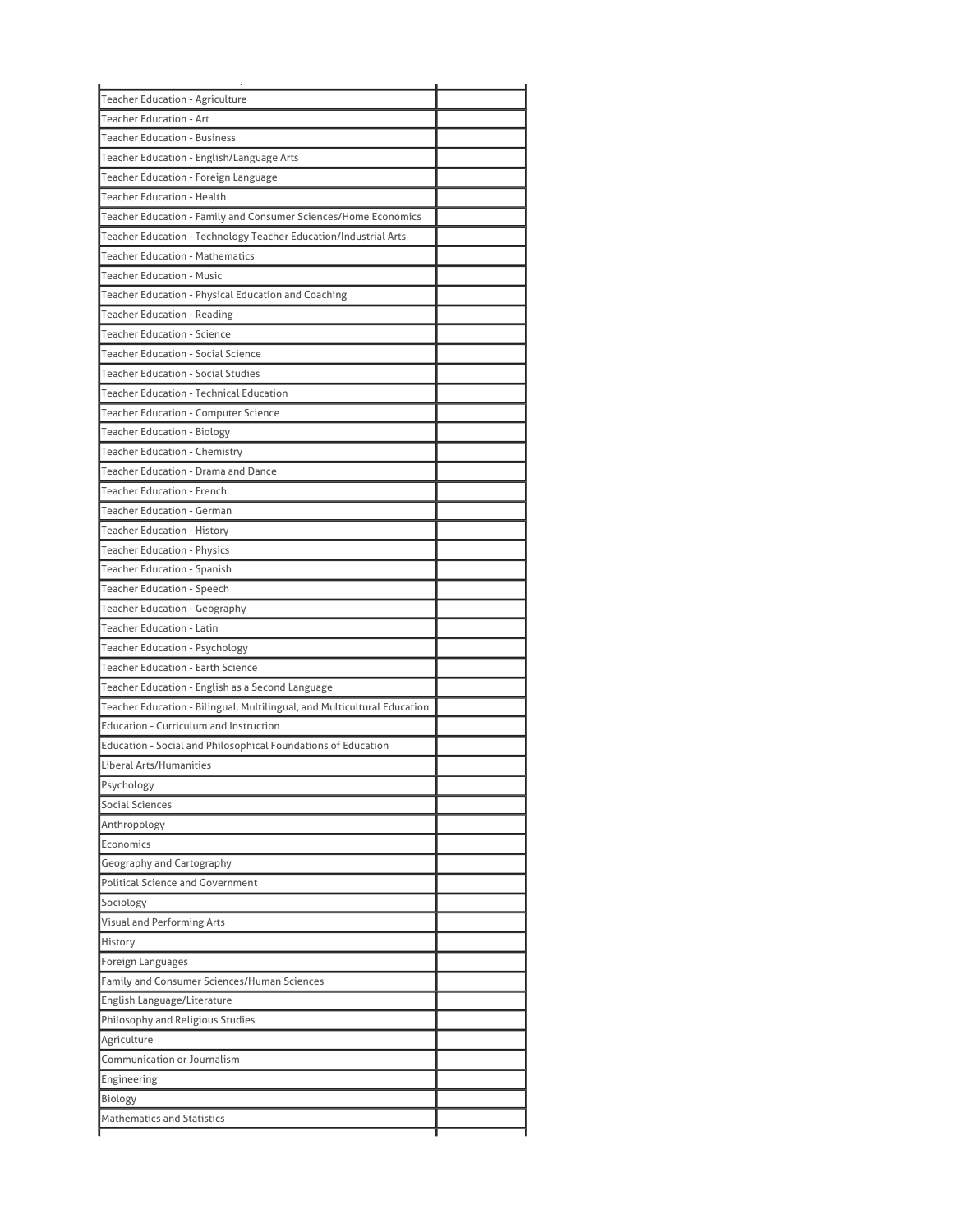| | |
|---|---|
| Teacher Education - Agriculture | |
| Teacher Education - Art | |
| Teacher Education - Business | |
| Teacher Education - English/Language Arts | |
| Teacher Education - Foreign Language | |
| Teacher Education - Health | |
| Teacher Education - Family and Consumer Sciences/Home Economics | |
| Teacher Education - Technology Teacher Education/Industrial Arts | |
| Teacher Education - Mathematics | |
| Teacher Education - Music | |
| Teacher Education - Physical Education and Coaching | |
| Teacher Education - Reading | |
| Teacher Education - Science | |
| Teacher Education - Social Science | |
| Teacher Education - Social Studies | |
| Teacher Education - Technical Education | |
| Teacher Education - Computer Science | |
| Teacher Education - Biology | |
| Teacher Education - Chemistry | |
| Teacher Education - Drama and Dance | |
| Teacher Education - French | |
| Teacher Education - German | |
| Teacher Education - History | |
| Teacher Education - Physics | |
| Teacher Education - Spanish | |
| Teacher Education - Speech | |
| Teacher Education - Geography | |
| Teacher Education - Latin | |
| Teacher Education - Psychology | |
| Teacher Education - Earth Science | |
| Teacher Education - English as a Second Language | |
| Teacher Education - Bilingual, Multilingual, and Multicultural Education | |
| Education - Curriculum and Instruction | |
| Education - Social and Philosophical Foundations of Education | |
| Liberal Arts/Humanities | |
| Psychology | |
| Social Sciences | |
| Anthropology | |
| Economics | |
| Geography and Cartography | |
| Political Science and Government | |
| Sociology | |
| Visual and Performing Arts | |
| History | |
| Foreign Languages | |
| Family and Consumer Sciences/Human Sciences | |
| English Language/Literature | |
| Philosophy and Religious Studies | |
| Agriculture | |
| Communication or Journalism | |
| Engineering | |
| Biology | |
| Mathematics and Statistics | |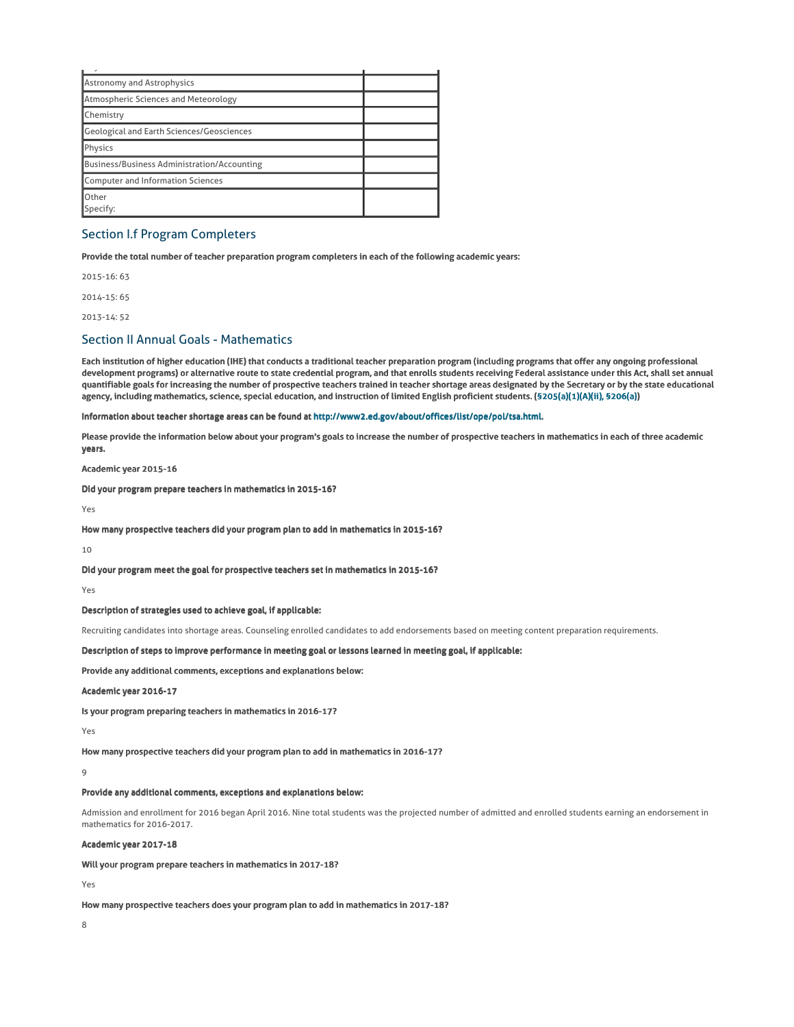| | |
|---|---|
| Astronomy and Astrophysics | |
| Atmospheric Sciences and Meteorology | |
| Chemistry | |
| Geological and Earth Sciences/Geosciences | |
| Physics | |
| Business/Business Administration/Accounting | |
| Computer and Information Sciences | |
| Other<br>Specify: | |

## Section I.f Program Completers

**Provide the total number of teacher preparation program completers in each of the following academic years:**

2015-16: 63

2014-15: 65

2013-14: 52

## Section II Annual Goals - Mathematics

**Each institution of higher education (IHE) that conducts a traditional teacher preparation program (including programs that offer any ongoing professional development programs) or alternative route to state credential program, and that enrolls students receiving Federal assistance under this Act, shall set annual quantifiable goals for increasing the number of prospective teachers trained in teacher shortage areas designated by the Secretary or by the state educational agency, including mathematics, science, special education, and instruction of limited English proficient students. (§205(a)(1)(A)(ii), §206(a))**

**Information about teacher shortage areas can be found at http://www2.ed.gov/about/offices/list/ope/pol/tsa.html.**

**Please provide the information below about your program's goals to increase the number of prospective teachers in mathematics in each of three academic years.**

**Academic year 2015-16**

**Did your program prepare teachers in mathematics in 2015-16?**

Yes

**How many prospective teachers did your program plan to add in mathematics in 2015-16?**

10

**Did your program meet the goal for prospective teachers set in mathematics in 2015-16?**

Yes

**Description of strategies used to achieve goal, if applicable:**

Recruiting candidates into shortage areas. Counseling enrolled candidates to add endorsements based on meeting content preparation requirements.

**Description of steps to improve performance in meeting goal or lessons learned in meeting goal, if applicable:**

**Provide any additional comments, exceptions and explanations below:**

**Academic year 2016-17**

**Is your program preparing teachers in mathematics in 2016-17?**

Yes

**How many prospective teachers did your program plan to add in mathematics in 2016-17?**

9

**Provide any additional comments, exceptions and explanations below:**

Admission and enrollment for 2016 began April 2016. Nine total students was the projected number of admitted and enrolled students earning an endorsement in mathematics for 2016-2017.

**Academic year 2017-18**

**Will your program prepare teachers in mathematics in 2017-18?**

Yes

**How many prospective teachers does your program plan to add in mathematics in 2017-18?**

8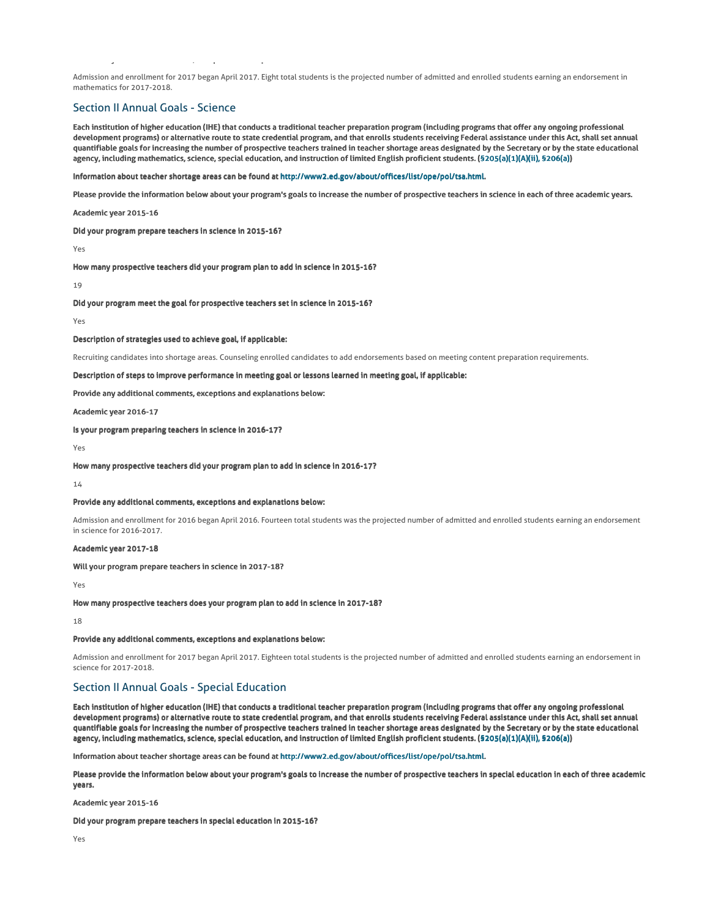Admission and enrollment for 2017 began April 2017. Eight total students is the projected number of admitted and enrolled students earning an endorsement in mathematics for 2017-2018.

## Section II Annual Goals - Science

**Each institution of higher education (IHE) that conducts a traditional teacher preparation program (including programs that offer any ongoing professional development programs) or alternative route to state credential program, and that enrolls students receiving Federal assistance under this Act, shall set annual quantifiable goals for increasing the number of prospective teachers trained in teacher shortage areas designated by the Secretary or by the state educational agency, including mathematics, science, special education, and instruction of limited English proficient students. (§205(a)(1)(A)(ii), §206(a))**

**Information about teacher shortage areas can be found at http://www2.ed.gov/about/offices/list/ope/pol/tsa.html.**

**Please provide the information below about your program's goals to increase the number of prospective teachers in science in each of three academic years.**

**Academic year 2015-16**

**Did your program prepare teachers in science in 2015-16?**

Yes

**How many prospective teachers did your program plan to add in science in 2015-16?**

19

**Did your program meet the goal for prospective teachers set in science in 2015-16?**

Yes

**Description of strategies used to achieve goal, if applicable:**

Recruiting candidates into shortage areas. Counseling enrolled candidates to add endorsements based on meeting content preparation requirements.

**Description of steps to improve performance in meeting goal or lessons learned in meeting goal, if applicable:**

**Provide any additional comments, exceptions and explanations below:**

**Academic year 2016-17**

**Is your program preparing teachers in science in 2016-17?**

Yes

**How many prospective teachers did your program plan to add in science in 2016-17?**

14

**Provide any additional comments, exceptions and explanations below:**

Admission and enrollment for 2016 began April 2016. Fourteen total students was the projected number of admitted and enrolled students earning an endorsement in science for 2016-2017.

**Academic year 2017-18**

**Will your program prepare teachers in science in 2017-18?**

Yes

**How many prospective teachers does your program plan to add in science in 2017-18?**

18

**Provide any additional comments, exceptions and explanations below:**

Admission and enrollment for 2017 began April 2017. Eighteen total students is the projected number of admitted and enrolled students earning an endorsement in science for 2017-2018.

## Section II Annual Goals - Special Education

**Each institution of higher education (IHE) that conducts a traditional teacher preparation program (including programs that offer any ongoing professional development programs) or alternative route to state credential program, and that enrolls students receiving Federal assistance under this Act, shall set annual quantifiable goals for increasing the number of prospective teachers trained in teacher shortage areas designated by the Secretary or by the state educational agency, including mathematics, science, special education, and instruction of limited English proficient students. (§205(a)(1)(A)(ii), §206(a))**

**Information about teacher shortage areas can be found at http://www2.ed.gov/about/offices/list/ope/pol/tsa.html.**

**Please provide the information below about your program's goals to increase the number of prospective teachers in special education in each of three academic years.**

**Academic year 2015-16**

**Did your program prepare teachers in special education in 2015-16?**

Yes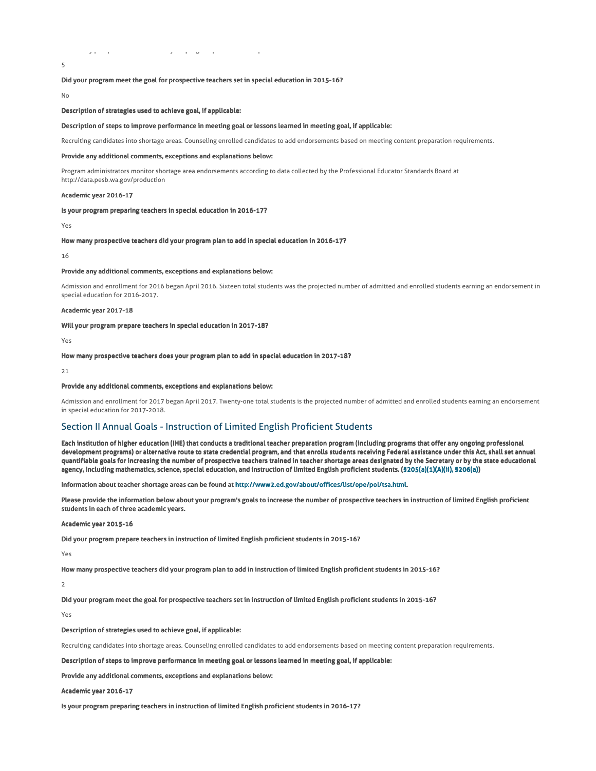5

**Did your program meet the goal for prospective teachers set in special education in 2015-16?**

No

**Description of strategies used to achieve goal, if applicable:**

**Description of steps to improve performance in meeting goal or lessons learned in meeting goal, if applicable:**

Recruiting candidates into shortage areas. Counseling enrolled candidates to add endorsements based on meeting content preparation requirements.

**Provide any additional comments, exceptions and explanations below:**

Program administrators monitor shortage area endorsements according to data collected by the Professional Educator Standards Board at http://data.pesb.wa.gov/production

**Academic year 2016-17**

**Is your program preparing teachers in special education in 2016-17?**

Yes

**How many prospective teachers did your program plan to add in special education in 2016-17?**

16

**Provide any additional comments, exceptions and explanations below:**

Admission and enrollment for 2016 began April 2016. Sixteen total students was the projected number of admitted and enrolled students earning an endorsement in special education for 2016-2017.

**Academic year 2017-18**

**Will your program prepare teachers in special education in 2017-18?**

Yes

**How many prospective teachers does your program plan to add in special education in 2017-18?**

21

**Provide any additional comments, exceptions and explanations below:**

Admission and enrollment for 2017 began April 2017. Twenty-one total students is the projected number of admitted and enrolled students earning an endorsement in special education for 2017-2018.

## Section II Annual Goals - Instruction of Limited English Proficient Students

**Each institution of higher education (IHE) that conducts a traditional teacher preparation program (including programs that offer any ongoing professional development programs) or alternative route to state credential program, and that enrolls students receiving Federal assistance under this Act, shall set annual quantifiable goals for increasing the number of prospective teachers trained in teacher shortage areas designated by the Secretary or by the state educational agency, including mathematics, science, special education, and instruction of limited English proficient students. (§205(a)(1)(A)(ii), §206(a))**

**Information about teacher shortage areas can be found at http://www2.ed.gov/about/offices/list/ope/pol/tsa.html.**

**Please provide the information below about your program's goals to increase the number of prospective teachers in instruction of limited English proficient students in each of three academic years.**

**Academic year 2015-16**

**Did your program prepare teachers in instruction of limited English proficient students in 2015-16?**

Yes

**How many prospective teachers did your program plan to add in instruction of limited English proficient students in 2015-16?**

2

**Did your program meet the goal for prospective teachers set in instruction of limited English proficient students in 2015-16?**

Yes

**Description of strategies used to achieve goal, if applicable:**

Recruiting candidates into shortage areas. Counseling enrolled candidates to add endorsements based on meeting content preparation requirements.

**Description of steps to improve performance in meeting goal or lessons learned in meeting goal, if applicable:**

**Provide any additional comments, exceptions and explanations below:**

**Academic year 2016-17**

**Is your program preparing teachers in instruction of limited English proficient students in 2016-17?**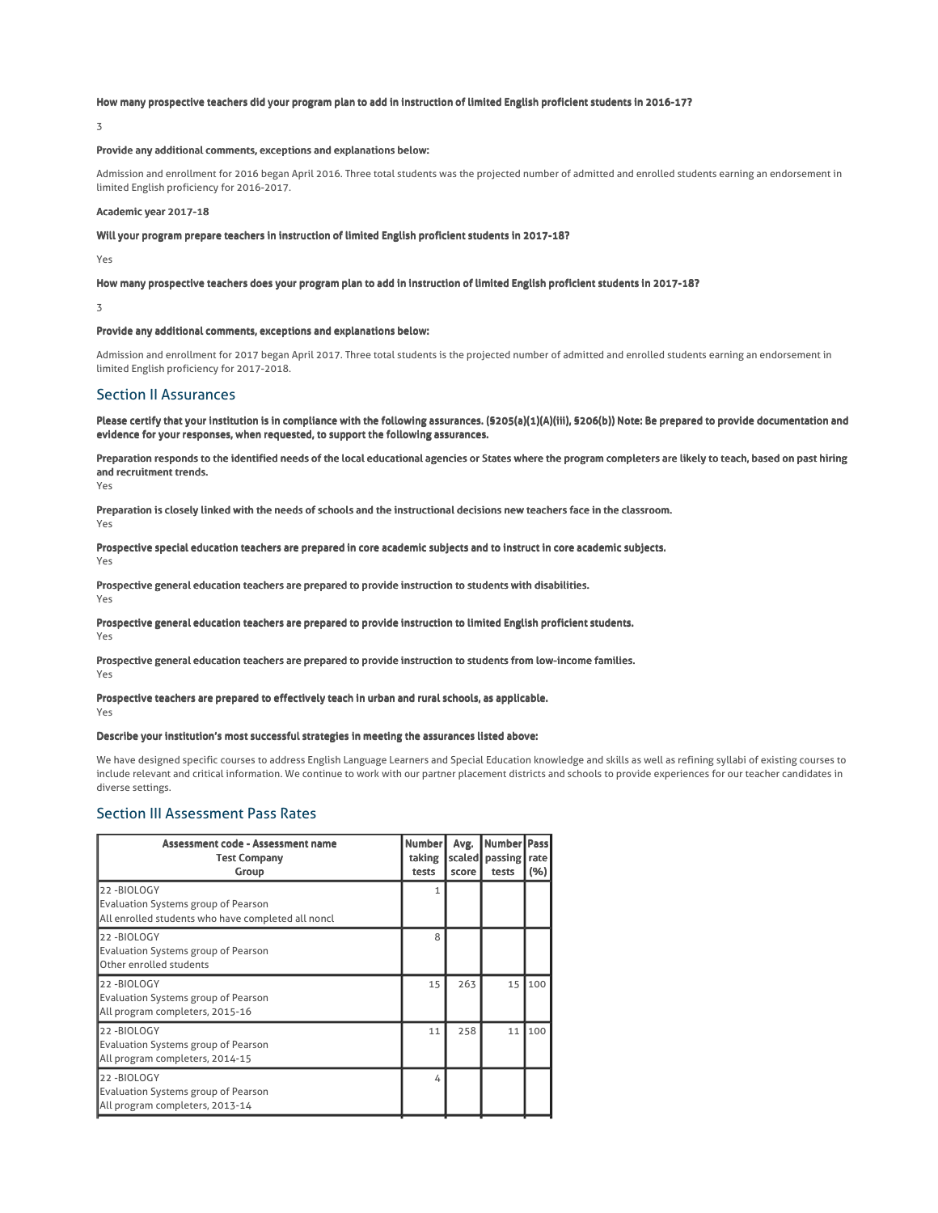**How many prospective teachers did your program plan to add in instruction of limited English proficient students in 2016-17?**

3

**Provide any additional comments, exceptions and explanations below:**

Admission and enrollment for 2016 began April 2016. Three total students was the projected number of admitted and enrolled students earning an endorsement in limited English proficiency for 2016-2017.

**Academic year 2017-18**

**Will your program prepare teachers in instruction of limited English proficient students in 2017-18?**

Yes

**How many prospective teachers does your program plan to add in instruction of limited English proficient students in 2017-18?**

3

**Provide any additional comments, exceptions and explanations below:**

Admission and enrollment for 2017 began April 2017. Three total students is the projected number of admitted and enrolled students earning an endorsement in limited English proficiency for 2017-2018.

## Section II Assurances

**Please certify that your institution is in compliance with the following assurances. (§205(a)(1)(A)(iii), §206(b)) Note: Be prepared to provide documentation and evidence for your responses, when requested, to support the following assurances.**

**Preparation responds to the identified needs of the local educational agencies or States where the program completers are likely to teach, based on past hiring and recruitment trends.**
Yes

**Preparation is closely linked with the needs of schools and the instructional decisions new teachers face in the classroom.**
Yes

**Prospective special education teachers are prepared in core academic subjects and to instruct in core academic subjects.**
Yes

**Prospective general education teachers are prepared to provide instruction to students with disabilities.**
Yes

**Prospective general education teachers are prepared to provide instruction to limited English proficient students.**
Yes

**Prospective general education teachers are prepared to provide instruction to students from low-income families.**
Yes

**Prospective teachers are prepared to effectively teach in urban and rural schools, as applicable.**
Yes

**Describe your institution's most successful strategies in meeting the assurances listed above:**

We have designed specific courses to address English Language Learners and Special Education knowledge and skills as well as refining syllabi of existing courses to include relevant and critical information. We continue to work with our partner placement districts and schools to provide experiences for our teacher candidates in diverse settings.

## Section III Assessment Pass Rates

| Assessment code - Assessment name<br>Test Company<br>Group | Number taking tests | Avg. scaled score | Number passing tests | Pass rate (%) |
|---|---|---|---|---|
| 22 -BIOLOGY<br>Evaluation Systems group of Pearson<br>All enrolled students who have completed all noncl | 1 | | | |
| 22 -BIOLOGY<br>Evaluation Systems group of Pearson<br>Other enrolled students | 8 | | | |
| 22 -BIOLOGY<br>Evaluation Systems group of Pearson<br>All program completers, 2015-16 | 15 | 263 | 15 | 100 |
| 22 -BIOLOGY<br>Evaluation Systems group of Pearson<br>All program completers, 2014-15 | 11 | 258 | 11 | 100 |
| 22 -BIOLOGY<br>Evaluation Systems group of Pearson<br>All program completers, 2013-14 | 4 | | | |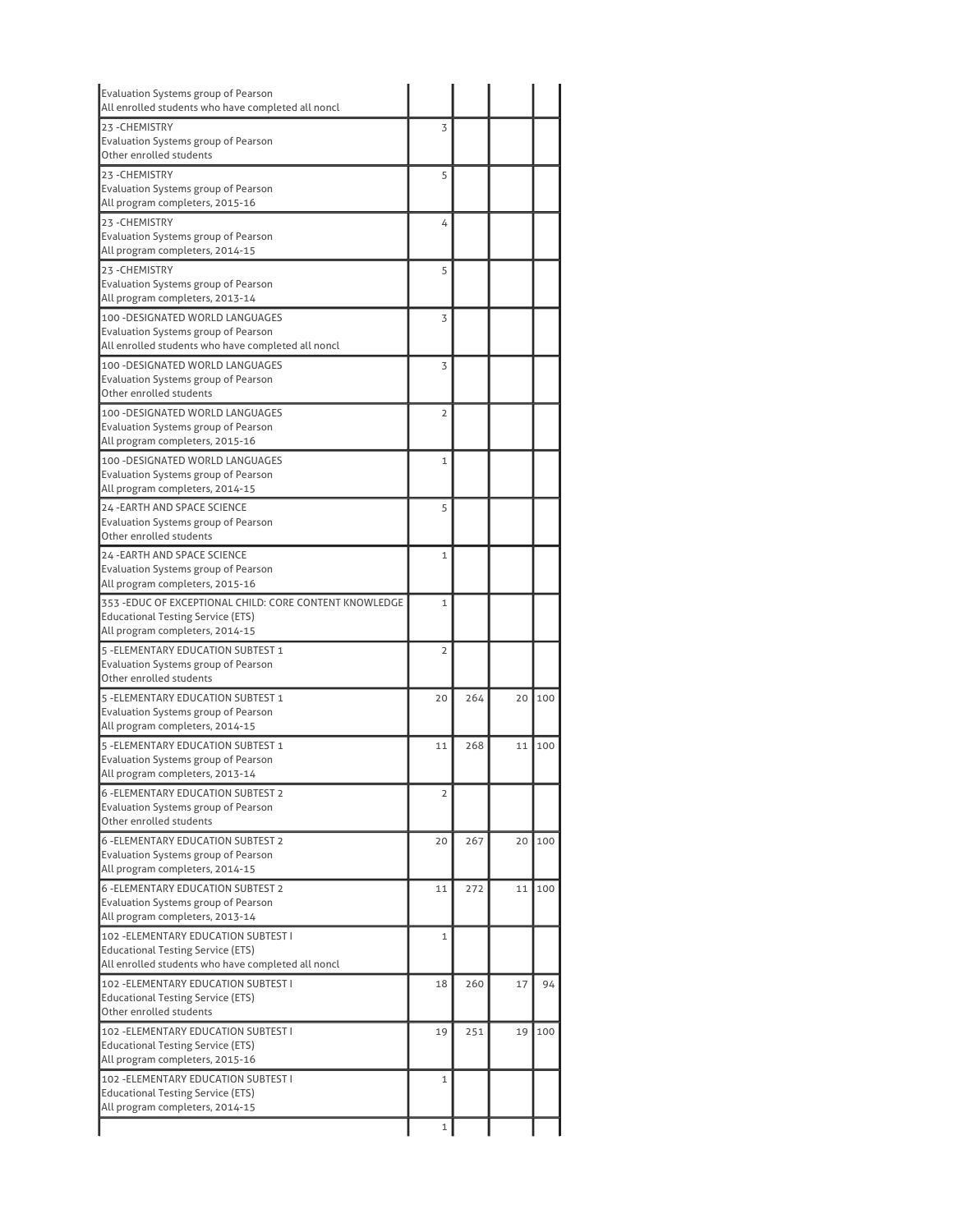| | | | | |
|---|---|---|---|---|
| Evaluation Systems group of Pearson<br>All enrolled students who have completed all noncl | | | | |
| 23 -CHEMISTRY<br>Evaluation Systems group of Pearson<br>Other enrolled students | 3 | | | |
| 23 -CHEMISTRY<br>Evaluation Systems group of Pearson<br>All program completers, 2015-16 | 5 | | | |
| 23 -CHEMISTRY<br>Evaluation Systems group of Pearson<br>All program completers, 2014-15 | 4 | | | |
| 23 -CHEMISTRY<br>Evaluation Systems group of Pearson<br>All program completers, 2013-14 | 5 | | | |
| 100 -DESIGNATED WORLD LANGUAGES<br>Evaluation Systems group of Pearson<br>All enrolled students who have completed all noncl | 3 | | | |
| 100 -DESIGNATED WORLD LANGUAGES<br>Evaluation Systems group of Pearson<br>Other enrolled students | 3 | | | |
| 100 -DESIGNATED WORLD LANGUAGES<br>Evaluation Systems group of Pearson<br>All program completers, 2015-16 | 2 | | | |
| 100 -DESIGNATED WORLD LANGUAGES<br>Evaluation Systems group of Pearson<br>All program completers, 2014-15 | 1 | | | |
| 24 -EARTH AND SPACE SCIENCE<br>Evaluation Systems group of Pearson<br>Other enrolled students | 5 | | | |
| 24 -EARTH AND SPACE SCIENCE<br>Evaluation Systems group of Pearson<br>All program completers, 2015-16 | 1 | | | |
| 353 -EDUC OF EXCEPTIONAL CHILD: CORE CONTENT KNOWLEDGE<br>Educational Testing Service (ETS)<br>All program completers, 2014-15 | 1 | | | |
| 5 -ELEMENTARY EDUCATION SUBTEST 1<br>Evaluation Systems group of Pearson<br>Other enrolled students | 2 | | | |
| 5 -ELEMENTARY EDUCATION SUBTEST 1<br>Evaluation Systems group of Pearson<br>All program completers, 2014-15 | 20 | 264 | 20 | 100 |
| 5 -ELEMENTARY EDUCATION SUBTEST 1<br>Evaluation Systems group of Pearson<br>All program completers, 2013-14 | 11 | 268 | 11 | 100 |
| 6 -ELEMENTARY EDUCATION SUBTEST 2<br>Evaluation Systems group of Pearson<br>Other enrolled students | 2 | | | |
| 6 -ELEMENTARY EDUCATION SUBTEST 2<br>Evaluation Systems group of Pearson<br>All program completers, 2014-15 | 20 | 267 | 20 | 100 |
| 6 -ELEMENTARY EDUCATION SUBTEST 2<br>Evaluation Systems group of Pearson<br>All program completers, 2013-14 | 11 | 272 | 11 | 100 |
| 102 -ELEMENTARY EDUCATION SUBTEST I<br>Educational Testing Service (ETS)<br>All enrolled students who have completed all noncl | 1 | | | |
| 102 -ELEMENTARY EDUCATION SUBTEST I<br>Educational Testing Service (ETS)<br>Other enrolled students | 18 | 260 | 17 | 94 |
| 102 -ELEMENTARY EDUCATION SUBTEST I<br>Educational Testing Service (ETS)<br>All program completers, 2015-16 | 19 | 251 | 19 | 100 |
| 102 -ELEMENTARY EDUCATION SUBTEST I<br>Educational Testing Service (ETS)<br>All program completers, 2014-15 | 1 | | | |
| | 1 | | | |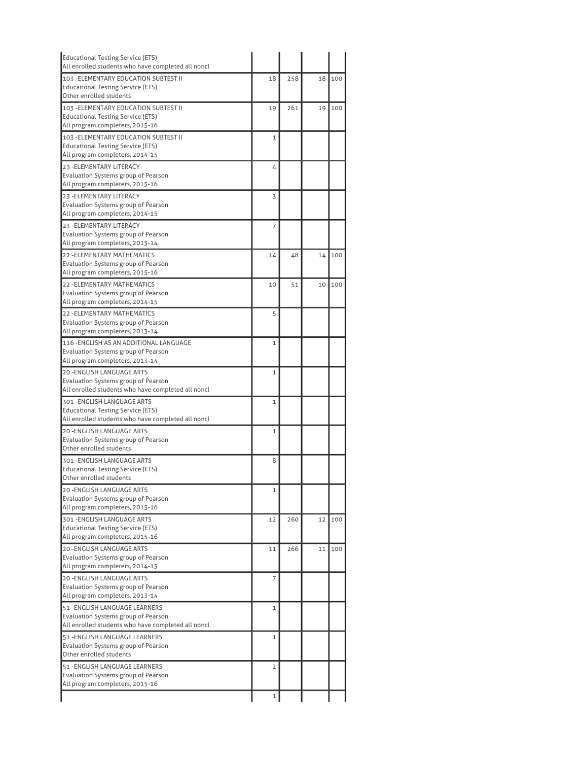| | | | | |
|---|---|---|---|---|
| Educational Testing Service (ETS)<br>All enrolled students who have completed all noncl | | | | |
| 103 -ELEMENTARY EDUCATION SUBTEST II<br>Educational Testing Service (ETS)<br>Other enrolled students | 18 | 258 | 18 | 100 |
| 103 -ELEMENTARY EDUCATION SUBTEST II<br>Educational Testing Service (ETS)<br>All program completers, 2015-16 | 19 | 261 | 19 | 100 |
| 103 -ELEMENTARY EDUCATION SUBTEST II<br>Educational Testing Service (ETS)<br>All program completers, 2014-15 | 1 | | | |
| 23 -ELEMENTARY LITERACY<br>Evaluation Systems group of Pearson<br>All program completers, 2015-16 | 4 | | | |
| 23 -ELEMENTARY LITERACY<br>Evaluation Systems group of Pearson<br>All program completers, 2014-15 | 3 | | | |
| 23 -ELEMENTARY LITERACY<br>Evaluation Systems group of Pearson<br>All program completers, 2013-14 | 7 | | | |
| 22 -ELEMENTARY MATHEMATICS<br>Evaluation Systems group of Pearson<br>All program completers, 2015-16 | 14 | 48 | 14 | 100 |
| 22 -ELEMENTARY MATHEMATICS<br>Evaluation Systems group of Pearson<br>All program completers, 2014-15 | 10 | 51 | 10 | 100 |
| 22 -ELEMENTARY MATHEMATICS<br>Evaluation Systems group of Pearson<br>All program completers, 2013-14 | 5 | | | |
| 116 -ENGLISH AS AN ADDITIONAL LANGUAGE<br>Evaluation Systems group of Pearson<br>All program completers, 2013-14 | 1 | | | |
| 20 -ENGLISH LANGUAGE ARTS<br>Evaluation Systems group of Pearson<br>All enrolled students who have completed all noncl | 1 | | | |
| 301 -ENGLISH LANGUAGE ARTS<br>Educational Testing Service (ETS)<br>All enrolled students who have completed all noncl | 1 | | | |
| 20 -ENGLISH LANGUAGE ARTS<br>Evaluation Systems group of Pearson<br>Other enrolled students | 1 | | | |
| 301 -ENGLISH LANGUAGE ARTS<br>Educational Testing Service (ETS)<br>Other enrolled students | 8 | | | |
| 20 -ENGLISH LANGUAGE ARTS<br>Evaluation Systems group of Pearson<br>All program completers, 2015-16 | 1 | | | |
| 301 -ENGLISH LANGUAGE ARTS<br>Educational Testing Service (ETS)<br>All program completers, 2015-16 | 12 | 260 | 12 | 100 |
| 20 -ENGLISH LANGUAGE ARTS<br>Evaluation Systems group of Pearson<br>All program completers, 2014-15 | 11 | 266 | 11 | 100 |
| 20 -ENGLISH LANGUAGE ARTS<br>Evaluation Systems group of Pearson<br>All program completers, 2013-14 | 7 | | | |
| 51 -ENGLISH LANGUAGE LEARNERS<br>Evaluation Systems group of Pearson<br>All enrolled students who have completed all noncl | 1 | | | |
| 51 -ENGLISH LANGUAGE LEARNERS<br>Evaluation Systems group of Pearson<br>Other enrolled students | 1 | | | |
| 51 -ENGLISH LANGUAGE LEARNERS<br>Evaluation Systems group of Pearson<br>All program completers, 2015-16 | 2 | | | |
| | 1 | | | |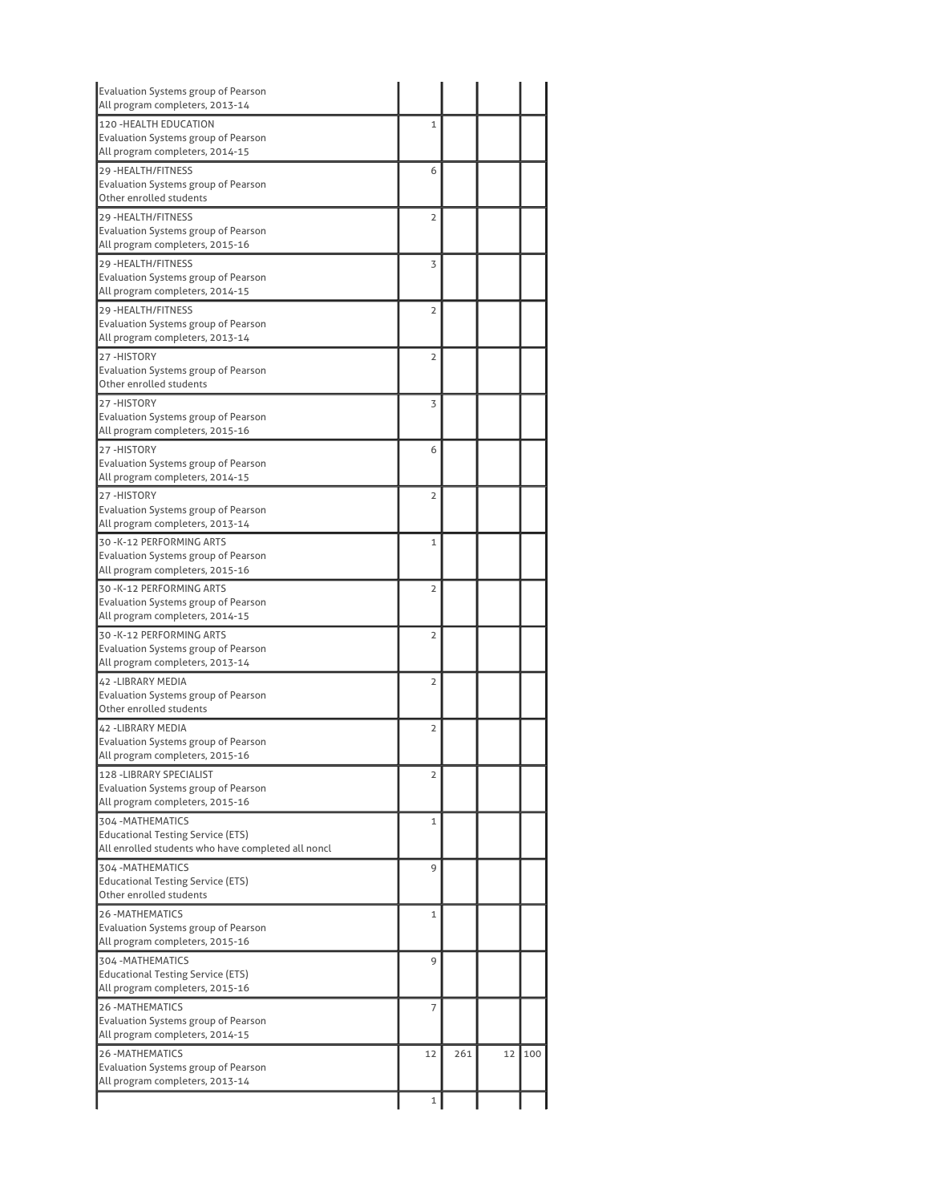| | | | | |
|---|---|---|---|---|
| Evaluation Systems group of Pearson<br>All program completers, 2013-14 | | | | |
| 120 -HEALTH EDUCATION<br>Evaluation Systems group of Pearson<br>All program completers, 2014-15 | 1 | | | |
| 29 -HEALTH/FITNESS<br>Evaluation Systems group of Pearson<br>Other enrolled students | 6 | | | |
| 29 -HEALTH/FITNESS<br>Evaluation Systems group of Pearson<br>All program completers, 2015-16 | 2 | | | |
| 29 -HEALTH/FITNESS<br>Evaluation Systems group of Pearson<br>All program completers, 2014-15 | 3 | | | |
| 29 -HEALTH/FITNESS<br>Evaluation Systems group of Pearson<br>All program completers, 2013-14 | 2 | | | |
| 27 -HISTORY<br>Evaluation Systems group of Pearson<br>Other enrolled students | 2 | | | |
| 27 -HISTORY<br>Evaluation Systems group of Pearson<br>All program completers, 2015-16 | 3 | | | |
| 27 -HISTORY<br>Evaluation Systems group of Pearson<br>All program completers, 2014-15 | 6 | | | |
| 27 -HISTORY<br>Evaluation Systems group of Pearson<br>All program completers, 2013-14 | 2 | | | |
| 30 -K-12 PERFORMING ARTS<br>Evaluation Systems group of Pearson<br>All program completers, 2015-16 | 1 | | | |
| 30 -K-12 PERFORMING ARTS<br>Evaluation Systems group of Pearson<br>All program completers, 2014-15 | 2 | | | |
| 30 -K-12 PERFORMING ARTS<br>Evaluation Systems group of Pearson<br>All program completers, 2013-14 | 2 | | | |
| 42 -LIBRARY MEDIA<br>Evaluation Systems group of Pearson<br>Other enrolled students | 2 | | | |
| 42 -LIBRARY MEDIA<br>Evaluation Systems group of Pearson<br>All program completers, 2015-16 | 2 | | | |
| 128 -LIBRARY SPECIALIST<br>Evaluation Systems group of Pearson<br>All program completers, 2015-16 | 2 | | | |
| 304 -MATHEMATICS<br>Educational Testing Service (ETS)<br>All enrolled students who have completed all noncl | 1 | | | |
| 304 -MATHEMATICS<br>Educational Testing Service (ETS)<br>Other enrolled students | 9 | | | |
| 26 -MATHEMATICS<br>Evaluation Systems group of Pearson<br>All program completers, 2015-16 | 1 | | | |
| 304 -MATHEMATICS<br>Educational Testing Service (ETS)<br>All program completers, 2015-16 | 9 | | | |
| 26 -MATHEMATICS<br>Evaluation Systems group of Pearson<br>All program completers, 2014-15 | 7 | | | |
| 26 -MATHEMATICS<br>Evaluation Systems group of Pearson<br>All program completers, 2013-14 | 12 | 261 | 12 | 100 |
| | 1 | | | |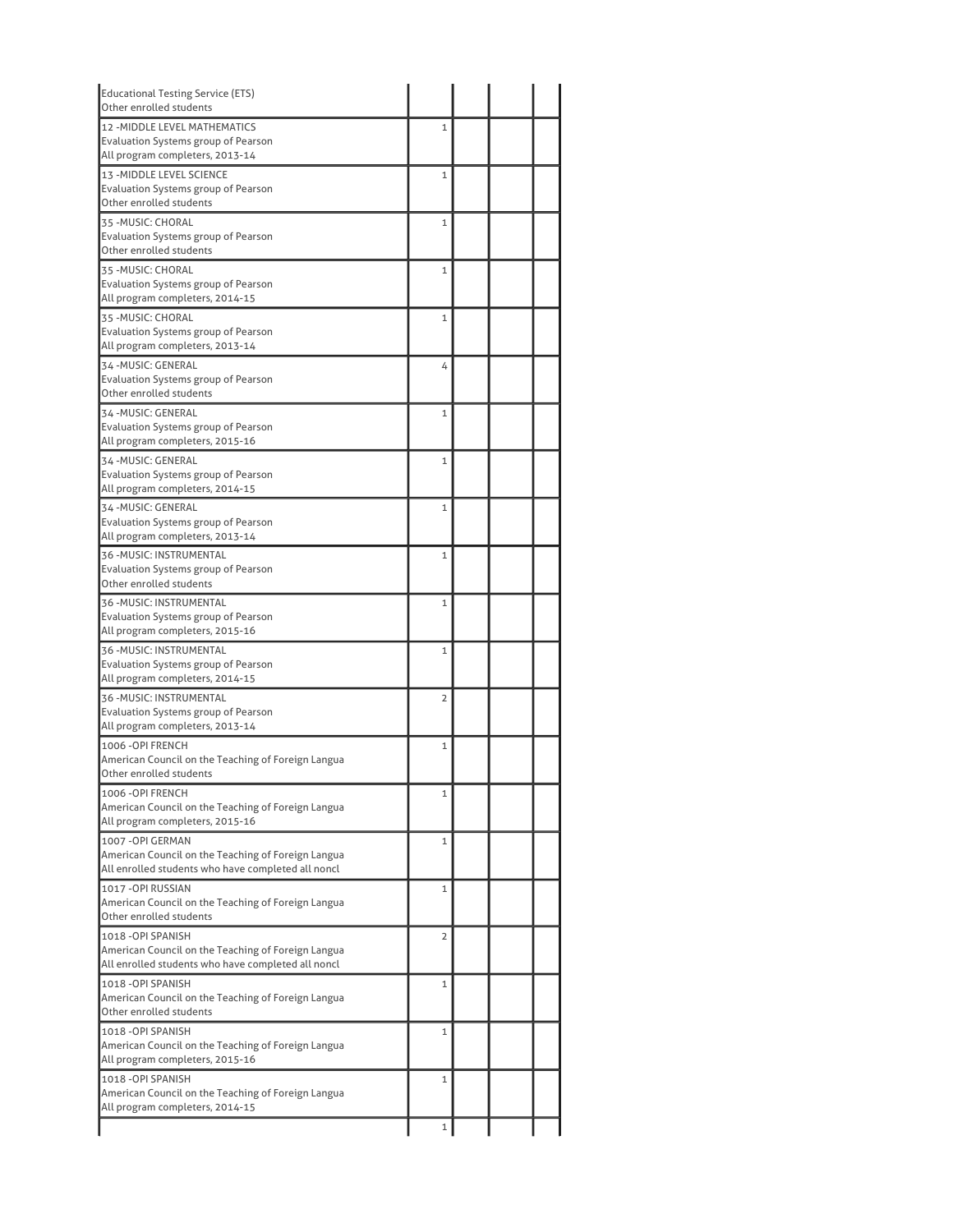| | | | |
|---|---|---|---|
| Educational Testing Service (ETS)<br>Other enrolled students | | | |
| 12 -MIDDLE LEVEL MATHEMATICS<br>Evaluation Systems group of Pearson<br>All program completers, 2013-14 | 1 | | |
| 13 -MIDDLE LEVEL SCIENCE<br>Evaluation Systems group of Pearson<br>Other enrolled students | 1 | | |
| 35 -MUSIC: CHORAL<br>Evaluation Systems group of Pearson<br>Other enrolled students | 1 | | |
| 35 -MUSIC: CHORAL<br>Evaluation Systems group of Pearson<br>All program completers, 2014-15 | 1 | | |
| 35 -MUSIC: CHORAL<br>Evaluation Systems group of Pearson<br>All program completers, 2013-14 | 1 | | |
| 34 -MUSIC: GENERAL<br>Evaluation Systems group of Pearson<br>Other enrolled students | 4 | | |
| 34 -MUSIC: GENERAL<br>Evaluation Systems group of Pearson<br>All program completers, 2015-16 | 1 | | |
| 34 -MUSIC: GENERAL<br>Evaluation Systems group of Pearson<br>All program completers, 2014-15 | 1 | | |
| 34 -MUSIC: GENERAL<br>Evaluation Systems group of Pearson<br>All program completers, 2013-14 | 1 | | |
| 36 -MUSIC: INSTRUMENTAL<br>Evaluation Systems group of Pearson<br>Other enrolled students | 1 | | |
| 36 -MUSIC: INSTRUMENTAL<br>Evaluation Systems group of Pearson<br>All program completers, 2015-16 | 1 | | |
| 36 -MUSIC: INSTRUMENTAL<br>Evaluation Systems group of Pearson<br>All program completers, 2014-15 | 1 | | |
| 36 -MUSIC: INSTRUMENTAL<br>Evaluation Systems group of Pearson<br>All program completers, 2013-14 | 2 | | |
| 1006 -OPI FRENCH<br>American Council on the Teaching of Foreign Langua<br>Other enrolled students | 1 | | |
| 1006 -OPI FRENCH<br>American Council on the Teaching of Foreign Langua<br>All program completers, 2015-16 | 1 | | |
| 1007 -OPI GERMAN<br>American Council on the Teaching of Foreign Langua<br>All enrolled students who have completed all noncl | 1 | | |
| 1017 -OPI RUSSIAN<br>American Council on the Teaching of Foreign Langua<br>Other enrolled students | 1 | | |
| 1018 -OPI SPANISH<br>American Council on the Teaching of Foreign Langua<br>All enrolled students who have completed all noncl | 2 | | |
| 1018 -OPI SPANISH<br>American Council on the Teaching of Foreign Langua<br>Other enrolled students | 1 | | |
| 1018 -OPI SPANISH<br>American Council on the Teaching of Foreign Langua<br>All program completers, 2015-16 | 1 | | |
| 1018 -OPI SPANISH<br>American Council on the Teaching of Foreign Langua<br>All program completers, 2014-15 | 1 | | |
| | 1 | | |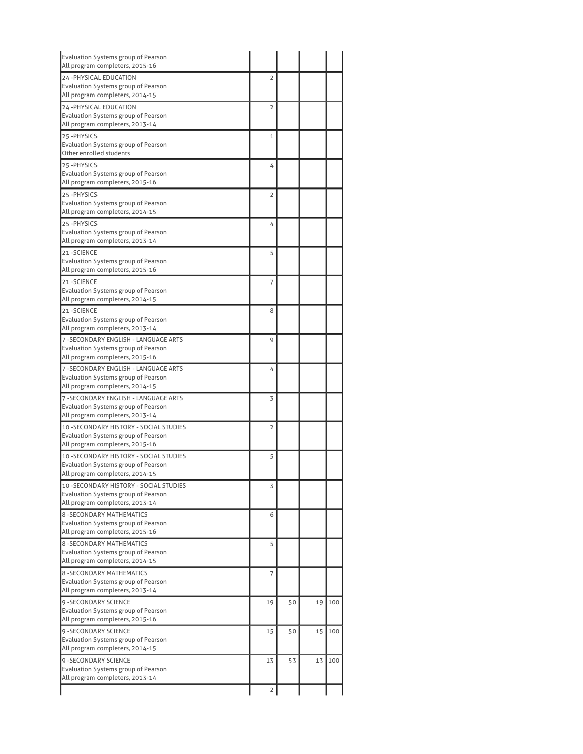| | | | | |
|---|---|---|---|---|
| Evaluation Systems group of Pearson<br>All program completers, 2015-16 | | | | |
| 24 -PHYSICAL EDUCATION<br>Evaluation Systems group of Pearson<br>All program completers, 2014-15 | 2 | | | |
| 24 -PHYSICAL EDUCATION<br>Evaluation Systems group of Pearson<br>All program completers, 2013-14 | 2 | | | |
| 25 -PHYSICS<br>Evaluation Systems group of Pearson<br>Other enrolled students | 1 | | | |
| 25 -PHYSICS<br>Evaluation Systems group of Pearson<br>All program completers, 2015-16 | 4 | | | |
| 25 -PHYSICS<br>Evaluation Systems group of Pearson<br>All program completers, 2014-15 | 2 | | | |
| 25 -PHYSICS<br>Evaluation Systems group of Pearson<br>All program completers, 2013-14 | 4 | | | |
| 21 -SCIENCE<br>Evaluation Systems group of Pearson<br>All program completers, 2015-16 | 5 | | | |
| 21 -SCIENCE<br>Evaluation Systems group of Pearson<br>All program completers, 2014-15 | 7 | | | |
| 21 -SCIENCE<br>Evaluation Systems group of Pearson<br>All program completers, 2013-14 | 8 | | | |
| 7 -SECONDARY ENGLISH - LANGUAGE ARTS<br>Evaluation Systems group of Pearson<br>All program completers, 2015-16 | 9 | | | |
| 7 -SECONDARY ENGLISH - LANGUAGE ARTS<br>Evaluation Systems group of Pearson<br>All program completers, 2014-15 | 4 | | | |
| 7 -SECONDARY ENGLISH - LANGUAGE ARTS<br>Evaluation Systems group of Pearson<br>All program completers, 2013-14 | 3 | | | |
| 10 -SECONDARY HISTORY - SOCIAL STUDIES<br>Evaluation Systems group of Pearson<br>All program completers, 2015-16 | 2 | | | |
| 10 -SECONDARY HISTORY - SOCIAL STUDIES<br>Evaluation Systems group of Pearson<br>All program completers, 2014-15 | 5 | | | |
| 10 -SECONDARY HISTORY - SOCIAL STUDIES<br>Evaluation Systems group of Pearson<br>All program completers, 2013-14 | 3 | | | |
| 8 -SECONDARY MATHEMATICS<br>Evaluation Systems group of Pearson<br>All program completers, 2015-16 | 6 | | | |
| 8 -SECONDARY MATHEMATICS<br>Evaluation Systems group of Pearson<br>All program completers, 2014-15 | 5 | | | |
| 8 -SECONDARY MATHEMATICS<br>Evaluation Systems group of Pearson<br>All program completers, 2013-14 | 7 | | | |
| 9 -SECONDARY SCIENCE<br>Evaluation Systems group of Pearson<br>All program completers, 2015-16 | 19 | 50 | 19 | 100 |
| 9 -SECONDARY SCIENCE<br>Evaluation Systems group of Pearson<br>All program completers, 2014-15 | 15 | 50 | 15 | 100 |
| 9 -SECONDARY SCIENCE<br>Evaluation Systems group of Pearson<br>All program completers, 2013-14 | 13 | 53 | 13 | 100 |
| | 2 | | | |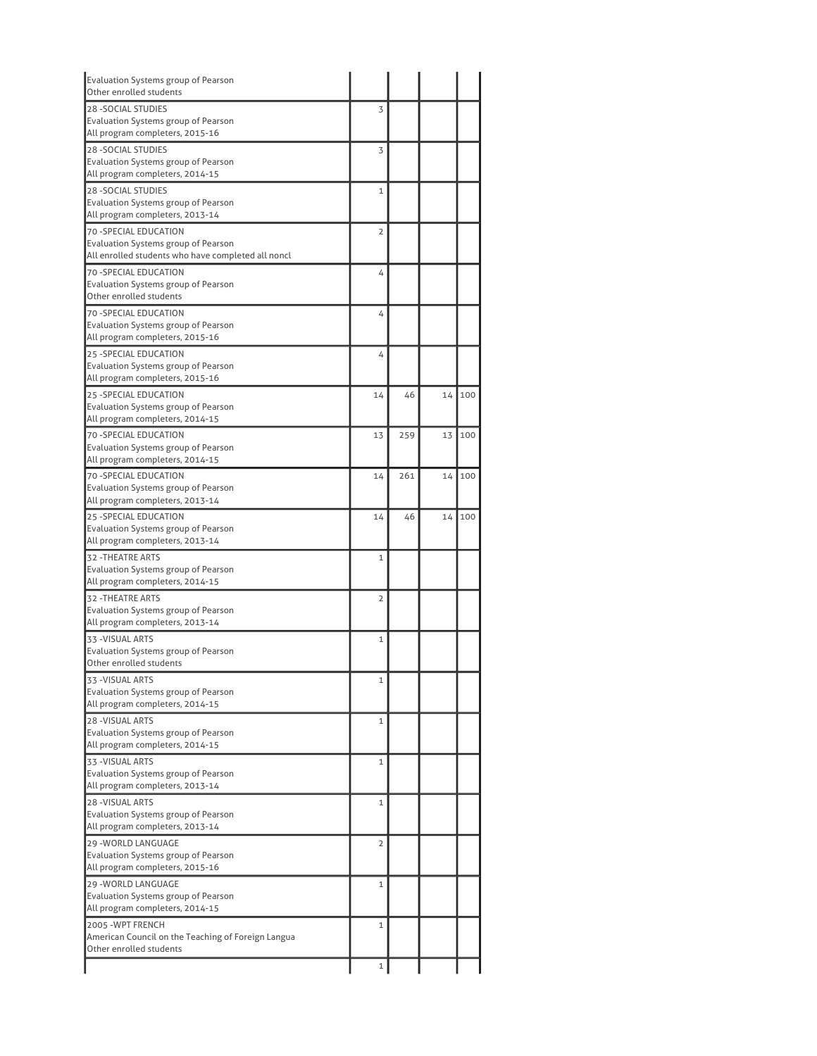| | | | | |
|---|---|---|---|---|
| Evaluation Systems group of Pearson<br>Other enrolled students | | | | |
| 28 -SOCIAL STUDIES<br>Evaluation Systems group of Pearson<br>All program completers, 2015-16 | 3 | | | |
| 28 -SOCIAL STUDIES<br>Evaluation Systems group of Pearson<br>All program completers, 2014-15 | 3 | | | |
| 28 -SOCIAL STUDIES<br>Evaluation Systems group of Pearson<br>All program completers, 2013-14 | 1 | | | |
| 70 -SPECIAL EDUCATION<br>Evaluation Systems group of Pearson<br>All enrolled students who have completed all noncl | 2 | | | |
| 70 -SPECIAL EDUCATION<br>Evaluation Systems group of Pearson<br>Other enrolled students | 4 | | | |
| 70 -SPECIAL EDUCATION<br>Evaluation Systems group of Pearson<br>All program completers, 2015-16 | 4 | | | |
| 25 -SPECIAL EDUCATION<br>Evaluation Systems group of Pearson<br>All program completers, 2015-16 | 4 | | | |
| 25 -SPECIAL EDUCATION<br>Evaluation Systems group of Pearson<br>All program completers, 2014-15 | 14 | 46 | 14 | 100 |
| 70 -SPECIAL EDUCATION<br>Evaluation Systems group of Pearson<br>All program completers, 2014-15 | 13 | 259 | 13 | 100 |
| 70 -SPECIAL EDUCATION<br>Evaluation Systems group of Pearson<br>All program completers, 2013-14 | 14 | 261 | 14 | 100 |
| 25 -SPECIAL EDUCATION<br>Evaluation Systems group of Pearson<br>All program completers, 2013-14 | 14 | 46 | 14 | 100 |
| 32 -THEATRE ARTS<br>Evaluation Systems group of Pearson<br>All program completers, 2014-15 | 1 | | | |
| 32 -THEATRE ARTS<br>Evaluation Systems group of Pearson<br>All program completers, 2013-14 | 2 | | | |
| 33 -VISUAL ARTS<br>Evaluation Systems group of Pearson<br>Other enrolled students | 1 | | | |
| 33 -VISUAL ARTS<br>Evaluation Systems group of Pearson<br>All program completers, 2014-15 | 1 | | | |
| 28 -VISUAL ARTS<br>Evaluation Systems group of Pearson<br>All program completers, 2014-15 | 1 | | | |
| 33 -VISUAL ARTS<br>Evaluation Systems group of Pearson<br>All program completers, 2013-14 | 1 | | | |
| 28 -VISUAL ARTS<br>Evaluation Systems group of Pearson<br>All program completers, 2013-14 | 1 | | | |
| 29 -WORLD LANGUAGE<br>Evaluation Systems group of Pearson<br>All program completers, 2015-16 | 2 | | | |
| 29 -WORLD LANGUAGE<br>Evaluation Systems group of Pearson<br>All program completers, 2014-15 | 1 | | | |
| 2005 -WPT FRENCH<br>American Council on the Teaching of Foreign Langua<br>Other enrolled students | 1 | | | |
| | 1 | | | |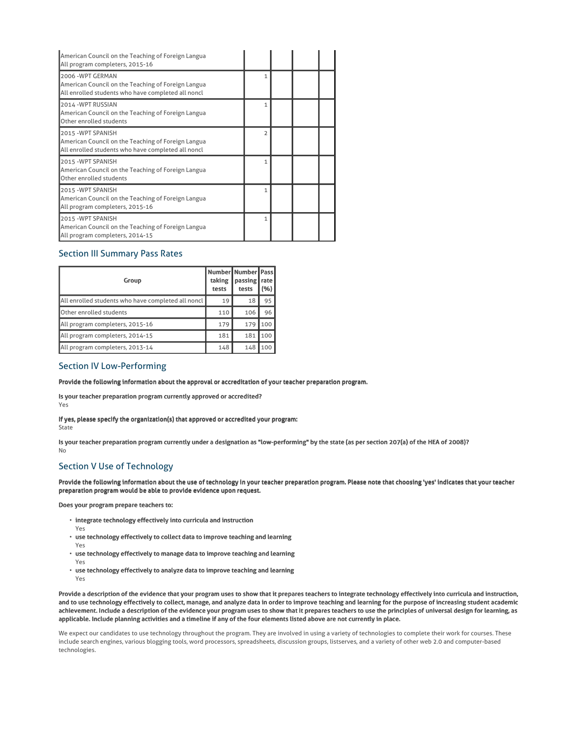| | | | | |
|---|---|---|---|---|
| American Council on the Teaching of Foreign Langua<br>All program completers, 2015-16 | | | | |
| 2006 -WPT GERMAN<br>American Council on the Teaching of Foreign Langua<br>All enrolled students who have completed all noncl | 1 | | | |
| 2014 -WPT RUSSIAN<br>American Council on the Teaching of Foreign Langua<br>Other enrolled students | 1 | | | |
| 2015 -WPT SPANISH<br>American Council on the Teaching of Foreign Langua<br>All enrolled students who have completed all noncl | 2 | | | |
| 2015 -WPT SPANISH<br>American Council on the Teaching of Foreign Langua<br>Other enrolled students | 1 | | | |
| 2015 -WPT SPANISH<br>American Council on the Teaching of Foreign Langua<br>All program completers, 2015-16 | 1 | | | |
| 2015 -WPT SPANISH<br>American Council on the Teaching of Foreign Langua<br>All program completers, 2014-15 | 1 | | | |

## Section III Summary Pass Rates

| Group | Number taking tests | Number passing tests | Pass rate (%) |
|---|---|---|---|
| All enrolled students who have completed all noncl | 19 | 18 | 95 |
| Other enrolled students | 110 | 106 | 96 |
| All program completers, 2015-16 | 179 | 179 | 100 |
| All program completers, 2014-15 | 181 | 181 | 100 |
| All program completers, 2013-14 | 148 | 148 | 100 |

## Section IV Low-Performing

**Provide the following information about the approval or accreditation of your teacher preparation program.**

**Is your teacher preparation program currently approved or accredited?**
Yes

**If yes, please specify the organization(s) that approved or accredited your program:**
State

**Is your teacher preparation program currently under a designation as "low-performing" by the state (as per section 207(a) of the HEA of 2008)?**
No

## Section V Use of Technology

**Provide the following information about the use of technology in your teacher preparation program. Please note that choosing 'yes' indicates that your teacher preparation program would be able to provide evidence upon request.**

**Does your program prepare teachers to:**

- **integrate technology effectively into curricula and instruction**
  Yes
- **use technology effectively to collect data to improve teaching and learning**
  Yes
- **use technology effectively to manage data to improve teaching and learning**
  Yes
- **use technology effectively to analyze data to improve teaching and learning**
  Yes

**Provide a description of the evidence that your program uses to show that it prepares teachers to integrate technology effectively into curricula and instruction, and to use technology effectively to collect, manage, and analyze data in order to improve teaching and learning for the purpose of increasing student academic achievement. Include a description of the evidence your program uses to show that it prepares teachers to use the principles of universal design for learning, as applicable. Include planning activities and a timeline if any of the four elements listed above are not currently in place.**

We expect our candidates to use technology throughout the program. They are involved in using a variety of technologies to complete their work for courses. These include search engines, various blogging tools, word processors, spreadsheets, discussion groups, listserves, and a variety of other web 2.0 and computer-based technologies.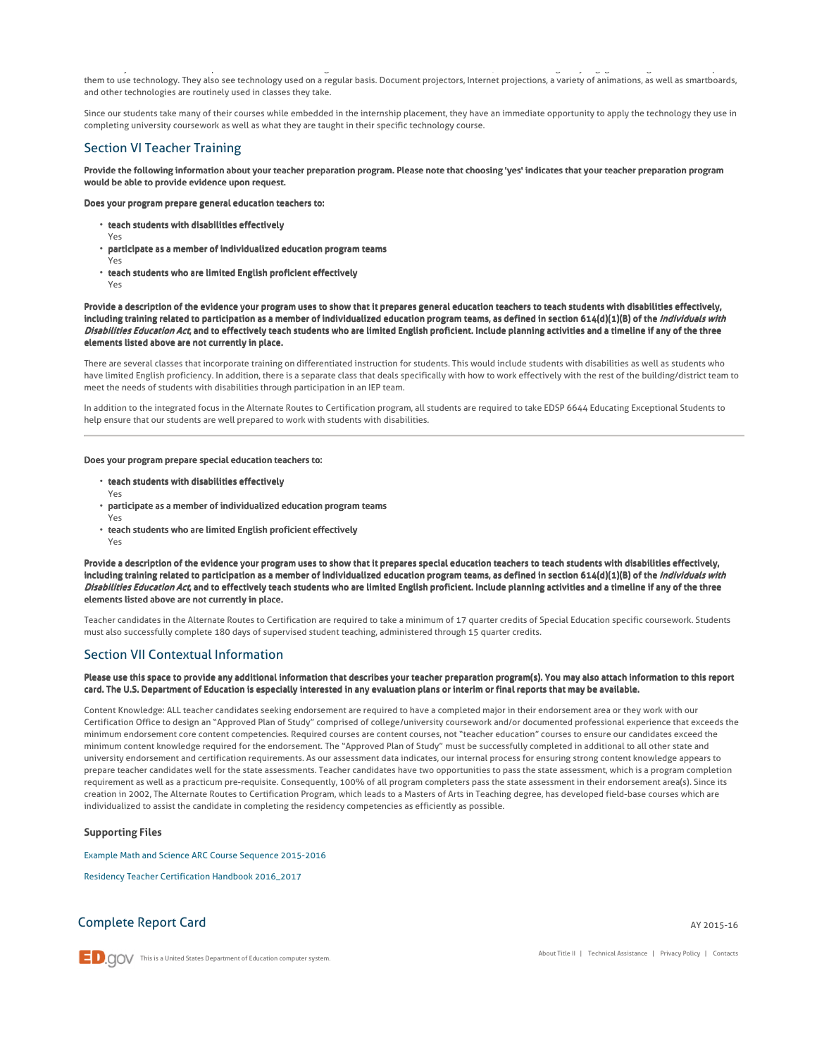them to use technology. They also see technology used on a regular basis. Document projectors, Internet projections, a variety of animations, as well as smartboards, and other technologies are routinely used in classes they take.

Since our students take many of their courses while embedded in the internship placement, they have an immediate opportunity to apply the technology they use in completing university coursework as well as what they are taught in their specific technology course.

## Section VI Teacher Training

**Provide the following information about your teacher preparation program. Please note that choosing 'yes' indicates that your teacher preparation program would be able to provide evidence upon request.**

**Does your program prepare general education teachers to:**

- **teach students with disabilities effectively**
  Yes
- **participate as a member of individualized education program teams**
  Yes
- **teach students who are limited English proficient effectively**
  Yes

**Provide a description of the evidence your program uses to show that it prepares general education teachers to teach students with disabilities effectively, including training related to participation as a member of individualized education program teams, as defined in section 614(d)(1)(B) of the *Individuals with Disabilities Education Act*, and to effectively teach students who are limited English proficient. Include planning activities and a timeline if any of the three elements listed above are not currently in place.**

There are several classes that incorporate training on differentiated instruction for students. This would include students with disabilities as well as students who have limited English proficiency. In addition, there is a separate class that deals specifically with how to work effectively with the rest of the building/district team to meet the needs of students with disabilities through participation in an IEP team.

In addition to the integrated focus in the Alternate Routes to Certification program, all students are required to take EDSP 6644 Educating Exceptional Students to help ensure that our students are well prepared to work with students with disabilities.

---

**Does your program prepare special education teachers to:**

- **teach students with disabilities effectively**
  Yes
- **participate as a member of individualized education program teams**
  Yes
- **teach students who are limited English proficient effectively**
  Yes

**Provide a description of the evidence your program uses to show that it prepares special education teachers to teach students with disabilities effectively, including training related to participation as a member of individualized education program teams, as defined in section 614(d)(1)(B) of the *Individuals with Disabilities Education Act*, and to effectively teach students who are limited English proficient. Include planning activities and a timeline if any of the three elements listed above are not currently in place.**

Teacher candidates in the Alternate Routes to Certification are required to take a minimum of 17 quarter credits of Special Education specific coursework. Students must also successfully complete 180 days of supervised student teaching, administered through 15 quarter credits.

## Section VII Contextual Information

**Please use this space to provide any additional information that describes your teacher preparation program(s). You may also attach information to this report card. The U.S. Department of Education is especially interested in any evaluation plans or interim or final reports that may be available.**

Content Knowledge: ALL teacher candidates seeking endorsement are required to have a completed major in their endorsement area or they work with our Certification Office to design an "Approved Plan of Study" comprised of college/university coursework and/or documented professional experience that exceeds the minimum endorsement core content competencies. Required courses are content courses, not "teacher education" courses to ensure our candidates exceed the minimum content knowledge required for the endorsement. The "Approved Plan of Study" must be successfully completed in additional to all other state and university endorsement and certification requirements. As our assessment data indicates, our internal process for ensuring strong content knowledge appears to prepare teacher candidates well for the state assessments. Teacher candidates have two opportunities to pass the state assessment, which is a program completion requirement as well as a practicum pre-requisite. Consequently, 100% of all program completers pass the state assessment in their endorsement area(s). Since its creation in 2002, The Alternate Routes to Certification Program, which leads to a Masters of Arts in Teaching degree, has developed field-base courses which are individualized to assist the candidate in completing the residency competencies as efficiently as possible.

### Supporting Files

Example Math and Science ARC Course Sequence 2015-2016

Residency Teacher Certification Handbook 2016_2017

## Complete Report Card

AY 2015-16